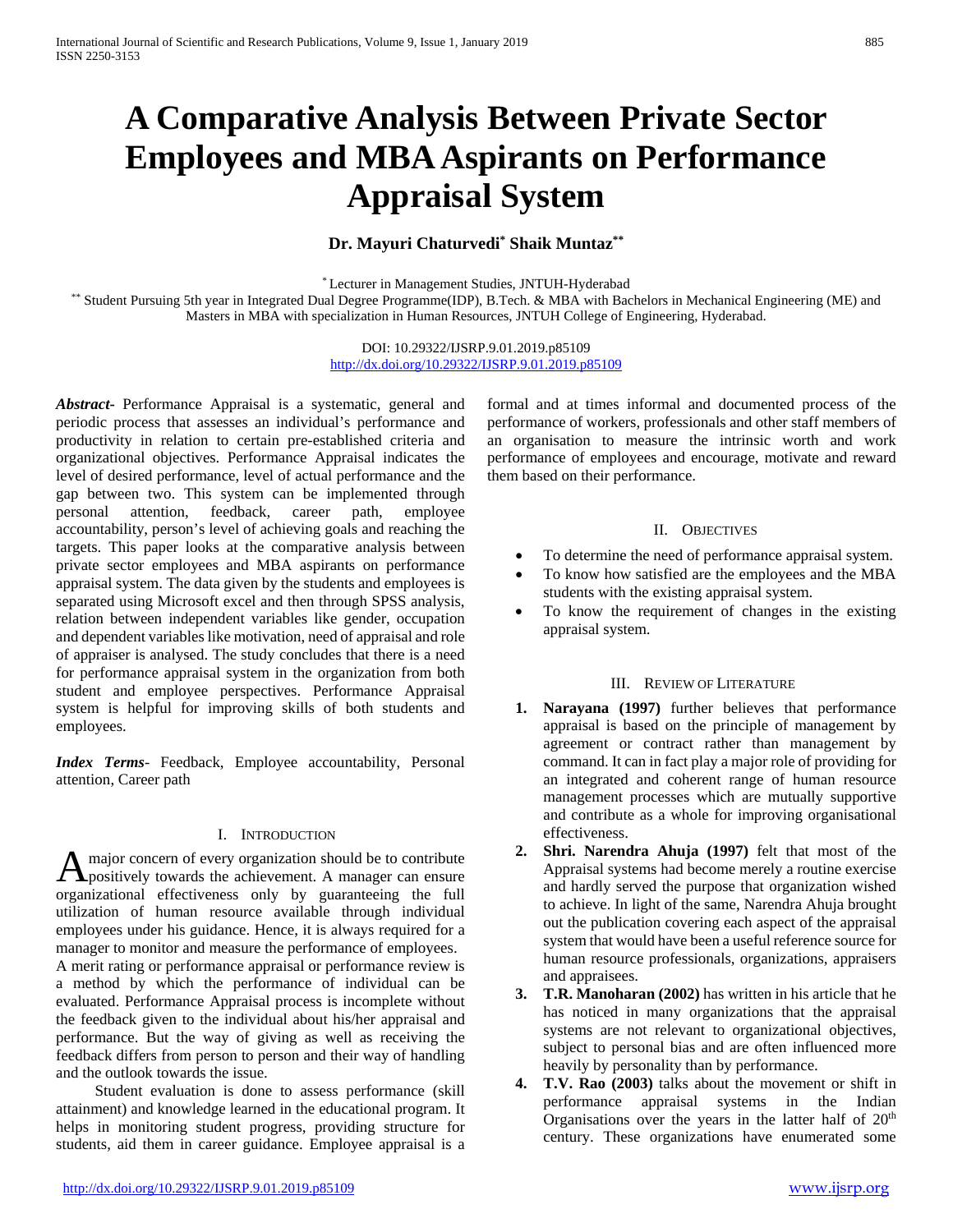# A Comparative Analysis Between Private Sector Employees and MBA Aspirants on Performance Appraisal System

**Dr. Mayuri Chaturvedi[*] Shaik Muntaz[**]**

[*] Lecturer in Management Studies, JNTUH-Hyderabad
[**] Student Pursuing 5th year in Integrated Dual Degree Programme(IDP), B.Tech. & MBA with Bachelors in Mechanical Engineering (ME) and Masters in MBA with specialization in Human Resources, JNTUH College of Engineering, Hyderabad.

DOI: 10.29322/IJSRP.9.01.2019.p85109
http://dx.doi.org/10.29322/IJSRP.9.01.2019.p85109

***Abstract-*** Performance Appraisal is a systematic, general and periodic process that assesses an individual's performance and productivity in relation to certain pre-established criteria and organizational objectives. Performance Appraisal indicates the level of desired performance, level of actual performance and the gap between two. This system can be implemented through personal attention, feedback, career path, employee accountability, person's level of achieving goals and reaching the targets. This paper looks at the comparative analysis between private sector employees and MBA aspirants on performance appraisal system. The data given by the students and employees is separated using Microsoft excel and then through SPSS analysis, relation between independent variables like gender, occupation and dependent variables like motivation, need of appraisal and role of appraiser is analysed. The study concludes that there is a need for performance appraisal system in the organization from both student and employee perspectives. Performance Appraisal system is helpful for improving skills of both students and employees.

***Index Terms*-** Feedback, Employee accountability, Personal attention, Career path

## I. Introduction

A major concern of every organization should be to contribute positively towards the achievement. A manager can ensure organizational effectiveness only by guaranteeing the full utilization of human resource available through individual employees under his guidance. Hence, it is always required for a manager to monitor and measure the performance of employees.

A merit rating or performance appraisal or performance review is a method by which the performance of individual can be evaluated. Performance Appraisal process is incomplete without the feedback given to the individual about his/her appraisal and performance. But the way of giving as well as receiving the feedback differs from person to person and their way of handling and the outlook towards the issue.

Student evaluation is done to assess performance (skill attainment) and knowledge learned in the educational program. It helps in monitoring student progress, providing structure for students, aid them in career guidance. Employee appraisal is a formal and at times informal and documented process of the performance of workers, professionals and other staff members of an organisation to measure the intrinsic worth and work performance of employees and encourage, motivate and reward them based on their performance.

## II. Objectives

- To determine the need of performance appraisal system.
- To know how satisfied are the employees and the MBA students with the existing appraisal system.
- To know the requirement of changes in the existing appraisal system.

## III. Review of Literature

1. **Narayana (1997)** further believes that performance appraisal is based on the principle of management by agreement or contract rather than management by command. It can in fact play a major role of providing for an integrated and coherent range of human resource management processes which are mutually supportive and contribute as a whole for improving organisational effectiveness.
2. **Shri. Narendra Ahuja (1997)** felt that most of the Appraisal systems had become merely a routine exercise and hardly served the purpose that organization wished to achieve. In light of the same, Narendra Ahuja brought out the publication covering each aspect of the appraisal system that would have been a useful reference source for human resource professionals, organizations, appraisers and appraisees.
3. **T.R. Manoharan (2002)** has written in his article that he has noticed in many organizations that the appraisal systems are not relevant to organizational objectives, subject to personal bias and are often influenced more heavily by personality than by performance.
4. **T.V. Rao (2003)** talks about the movement or shift in performance appraisal systems in the Indian Organisations over the years in the latter half of $20^{th}$ century. These organizations have enumerated some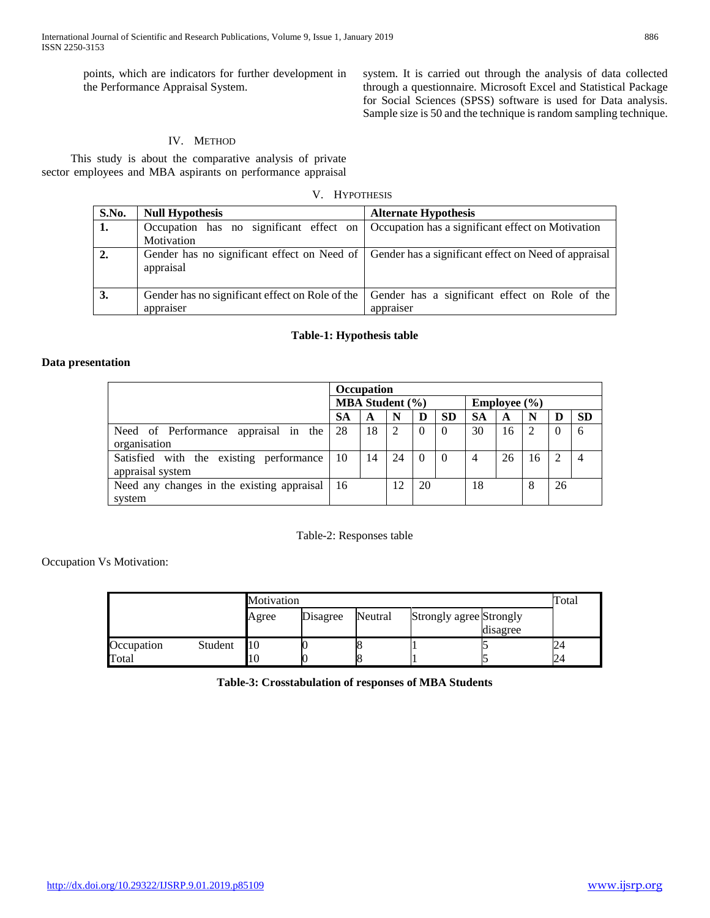points, which are indicators for further development in the Performance Appraisal System.

## IV. Method

This study is about the comparative analysis of private sector employees and MBA aspirants on performance appraisal system. It is carried out through the analysis of data collected through a questionnaire. Microsoft Excel and Statistical Package for Social Sciences (SPSS) software is used for Data analysis. Sample size is 50 and the technique is random sampling technique.

## V. Hypothesis

| S.No. | Null Hypothesis | Alternate Hypothesis |
|---|---|---|
| 1. | Occupation has no significant effect on Motivation | Occupation has a significant effect on Motivation |
| 2. | Gender has no significant effect on Need of appraisal | Gender has a significant effect on Need of appraisal |
| 3. | Gender has no significant effect on Role of the appraiser | Gender has a significant effect on Role of the appraiser |

**Table-1: Hypothesis table**

**Data presentation**

| | Occupation | | | | | | | | | |
|---|---|---|---|---|---|---|---|---|---|---|
| | MBA Student (%) | | | | | Employee (%) | | | | |
| | SA | A | N | D | SD | SA | A | N | D | SD |
| Need of Performance appraisal in the organisation | 28 | 18 | 2 | 0 | 0 | 30 | 16 | 2 | 0 | 6 |
| Satisfied with the existing performance appraisal system | 10 | 14 | 24 | 0 | 0 | 4 | 26 | 16 | 2 | 4 |
| Need any changes in the existing appraisal system | 16 | | 12 | 20 | | 18 | | 8 | 26 | |

Table-2: Responses table

Occupation Vs Motivation:

| | | Motivation | | | | | Total |
|---|---|---|---|---|---|---|---|
| | | Agree | Disagree | Neutral | Strongly agree | Strongly disagree | |
| Occupation | Student | 10 | 0 | 8 | 1 | 5 | 24 |
| Total | | 10 | 0 | 8 | 1 | 5 | 24 |

**Table-3: Crosstabulation of responses of MBA Students**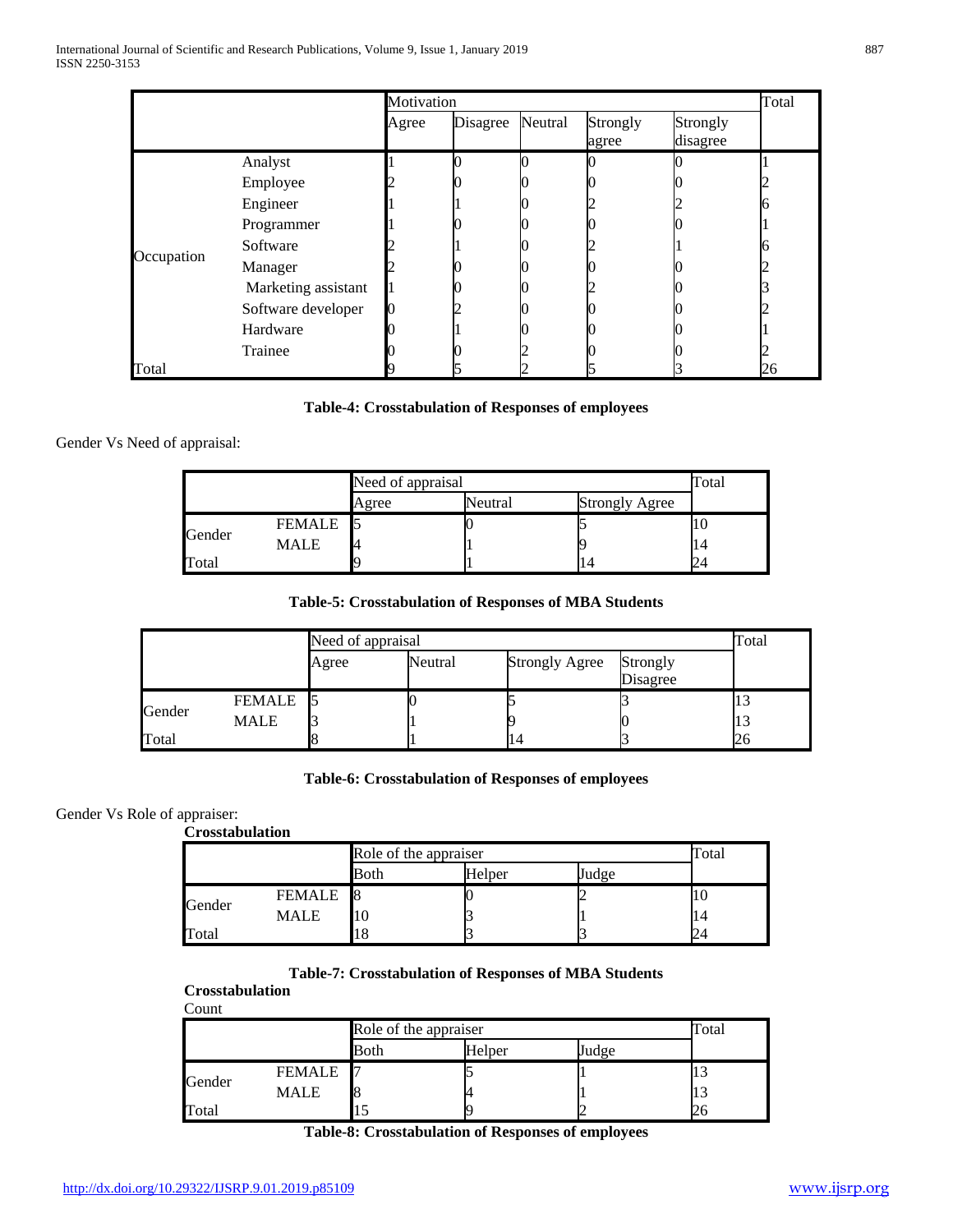| | | Motivation | | | | | Total |
|---|---|---|---|---|---|---|---|
| | | Agree | Disagree | Neutral | Strongly agree | Strongly disagree | |
| Occupation | Analyst | 1 | 0 | 0 | 0 | 0 | 1 |
| | Employee | 2 | 0 | 0 | 0 | 0 | 2 |
| | Engineer | 1 | 1 | 0 | 2 | 2 | 6 |
| | Programmer | 1 | 0 | 0 | 0 | 0 | 1 |
| | Software | 2 | 1 | 0 | 2 | 1 | 6 |
| | Manager | 2 | 0 | 0 | 0 | 0 | 2 |
| | Marketing assistant | 1 | 0 | 0 | 2 | 0 | 3 |
| | Software developer | 0 | 2 | 0 | 0 | 0 | 2 |
| | Hardware | 0 | 1 | 0 | 0 | 0 | 1 |
| | Trainee | 0 | 0 | 2 | 0 | 0 | 2 |
| Total | | 9 | 5 | 2 | 5 | 3 | 26 |

**Table-4: Crosstabulation of Responses of employees**

Gender Vs Need of appraisal:

| | | Need of appraisal | | | Total |
|---|---|---|---|---|---|
| | | Agree | Neutral | Strongly Agree | |
| Gender | FEMALE | 5 | 0 | 5 | 10 |
| | MALE | 4 | 1 | 9 | 14 |
| Total | | 9 | 1 | 14 | 24 |

**Table-5: Crosstabulation of Responses of MBA Students**

| | | Need of appraisal | | | | Total |
|---|---|---|---|---|---|---|
| | | Agree | Neutral | Strongly Agree | Strongly Disagree | |
| Gender | FEMALE | 5 | 0 | 5 | 3 | 13 |
| | MALE | 3 | 1 | 9 | 0 | 13 |
| Total | | 8 | 1 | 14 | 3 | 26 |

**Table-6: Crosstabulation of Responses of employees**

Gender Vs Role of appraiser:

**Crosstabulation**

| | | Role of the appraiser | | | Total |
|---|---|---|---|---|---|
| | | Both | Helper | Judge | |
| Gender | FEMALE | 8 | 0 | 2 | 10 |
| | MALE | 10 | 3 | 1 | 14 |
| Total | | 18 | 3 | 3 | 24 |

**Table-7: Crosstabulation of Responses of MBA Students**

**Crosstabulation**

Count

| | | Role of the appraiser | | | Total |
|---|---|---|---|---|---|
| | | Both | Helper | Judge | |
| Gender | FEMALE | 7 | 5 | 1 | 13 |
| | MALE | 8 | 4 | 1 | 13 |
| Total | | 15 | 9 | 2 | 26 |

**Table-8: Crosstabulation of Responses of employees**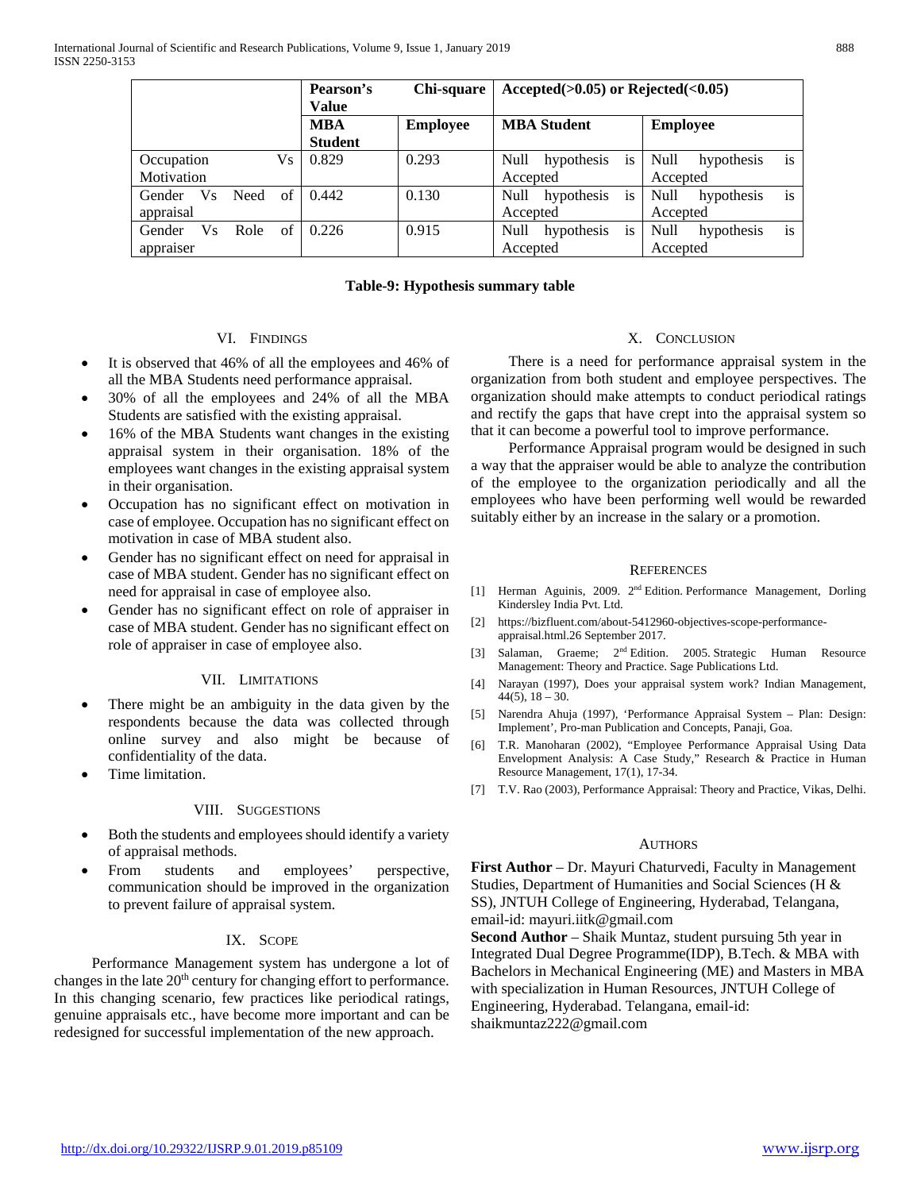| | Pearson's Chi-square Value | | Accepted(>0.05) or Rejected(<0.05) | |
|---|---|---|---|---|
| | **MBA Student** | **Employee** | **MBA Student** | **Employee** |
| Occupation Vs Motivation | 0.829 | 0.293 | Null hypothesis is Accepted | Null hypothesis is Accepted |
| Gender Vs Need of appraisal | 0.442 | 0.130 | Null hypothesis is Accepted | Null hypothesis is Accepted |
| Gender Vs Role of appraiser | 0.226 | 0.915 | Null hypothesis is Accepted | Null hypothesis is Accepted |

**Table-9: Hypothesis summary table**

## VI. Findings

- It is observed that 46% of all the employees and 46% of all the MBA Students need performance appraisal.
- 30% of all the employees and 24% of all the MBA Students are satisfied with the existing appraisal.
- 16% of the MBA Students want changes in the existing appraisal system in their organisation. 18% of the employees want changes in the existing appraisal system in their organisation.
- Occupation has no significant effect on motivation in case of employee. Occupation has no significant effect on motivation in case of MBA student also.
- Gender has no significant effect on need for appraisal in case of MBA student. Gender has no significant effect on need for appraisal in case of employee also.
- Gender has no significant effect on role of appraiser in case of MBA student. Gender has no significant effect on role of appraiser in case of employee also.

## VII. Limitations

- There might be an ambiguity in the data given by the respondents because the data was collected through online survey and also might be because of confidentiality of the data.
- Time limitation.

## VIII. Suggestions

- Both the students and employees should identify a variety of appraisal methods.
- From students and employees' perspective, communication should be improved in the organization to prevent failure of appraisal system.

## IX. Scope

Performance Management system has undergone a lot of changes in the late 20th century for changing effort to performance. In this changing scenario, few practices like periodical ratings, genuine appraisals etc., have become more important and can be redesigned for successful implementation of the new approach.

## X. Conclusion

There is a need for performance appraisal system in the organization from both student and employee perspectives. The organization should make attempts to conduct periodical ratings and rectify the gaps that have crept into the appraisal system so that it can become a powerful tool to improve performance.

Performance Appraisal program would be designed in such a way that the appraiser would be able to analyze the contribution of the employee to the organization periodically and all the employees who have been performing well would be rewarded suitably either by an increase in the salary or a promotion.

## References

[1] Herman Aguinis, 2009. 2nd Edition. Performance Management, Dorling Kindersley India Pvt. Ltd.

[2] https://bizfluent.com/about-5412960-objectives-scope-performance-appraisal.html.26 September 2017.

[3] Salaman, Graeme; 2nd Edition. 2005. Strategic Human Resource Management: Theory and Practice. Sage Publications Ltd.

[4] Narayan (1997), Does your appraisal system work? Indian Management, 44(5), 18 – 30.

[5] Narendra Ahuja (1997), 'Performance Appraisal System – Plan: Design: Implement', Pro-man Publication and Concepts, Panaji, Goa.

[6] T.R. Manoharan (2002), "Employee Performance Appraisal Using Data Envelopment Analysis: A Case Study," Research & Practice in Human Resource Management, 17(1), 17-34.

[7] T.V. Rao (2003), Performance Appraisal: Theory and Practice, Vikas, Delhi.

## Authors

**First Author** – Dr. Mayuri Chaturvedi, Faculty in Management Studies, Department of Humanities and Social Sciences (H & SS), JNTUH College of Engineering, Hyderabad, Telangana, email-id: mayuri.iitk@gmail.com

**Second Author** – Shaik Muntaz, student pursuing 5th year in Integrated Dual Degree Programme(IDP), B.Tech. & MBA with Bachelors in Mechanical Engineering (ME) and Masters in MBA with specialization in Human Resources, JNTUH College of Engineering, Hyderabad. Telangana, email-id: shaikmuntaz222@gmail.com